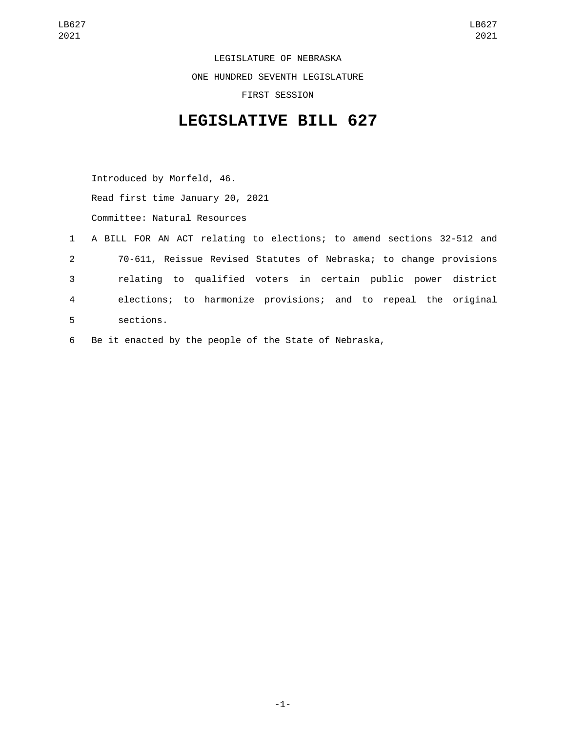LEGISLATURE OF NEBRASKA

ONE HUNDRED SEVENTH LEGISLATURE

FIRST SESSION

# LEGISLATIVE BILL 627

Introduced by Morfeld, 46.

Read first time January 20, 2021

Committee: Natural Resources

A BILL FOR AN ACT relating to elections; to amend sections 32-512 and 70-611, Reissue Revised Statutes of Nebraska; to change provisions relating to qualified voters in certain public power district elections; to harmonize provisions; and to repeal the original sections.

Be it enacted by the people of the State of Nebraska,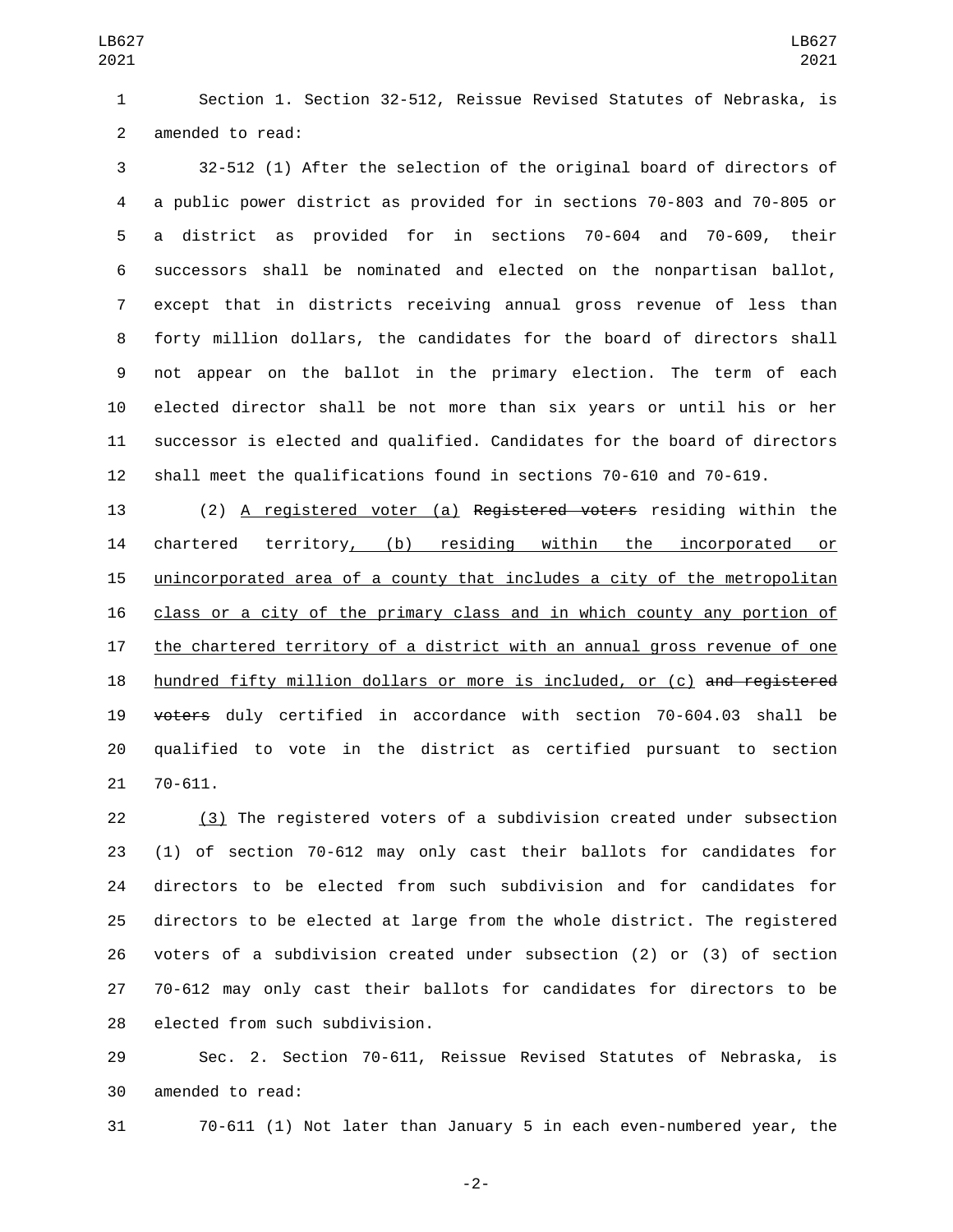Section 1. Section 32-512, Reissue Revised Statutes of Nebraska, is amended to read:

32-512 (1) After the selection of the original board of directors of a public power district as provided for in sections 70-803 and 70-805 or a district as provided for in sections 70-604 and 70-609, their successors shall be nominated and elected on the nonpartisan ballot, except that in districts receiving annual gross revenue of less than forty million dollars, the candidates for the board of directors shall not appear on the ballot in the primary election. The term of each elected director shall be not more than six years or until his or her successor is elected and qualified. Candidates for the board of directors shall meet the qualifications found in sections 70-610 and 70-619.

(2) <u>A registered voter (a)</u> ~~Registered voters~~ residing within the chartered territory<u>, (b) residing within the incorporated or unincorporated area of a county that includes a city of the metropolitan class or a city of the primary class and in which county any portion of the chartered territory of a district with an annual gross revenue of one hundred fifty million dollars or more is included, or (c)</u> ~~and registered voters~~ duly certified in accordance with section 70-604.03 shall be qualified to vote in the district as certified pursuant to section 70-611.

<u>(3)</u> The registered voters of a subdivision created under subsection (1) of section 70-612 may only cast their ballots for candidates for directors to be elected from such subdivision and for candidates for directors to be elected at large from the whole district. The registered voters of a subdivision created under subsection (2) or (3) of section 70-612 may only cast their ballots for candidates for directors to be elected from such subdivision.

Sec. 2. Section 70-611, Reissue Revised Statutes of Nebraska, is amended to read:

70-611 (1) Not later than January 5 in each even-numbered year, the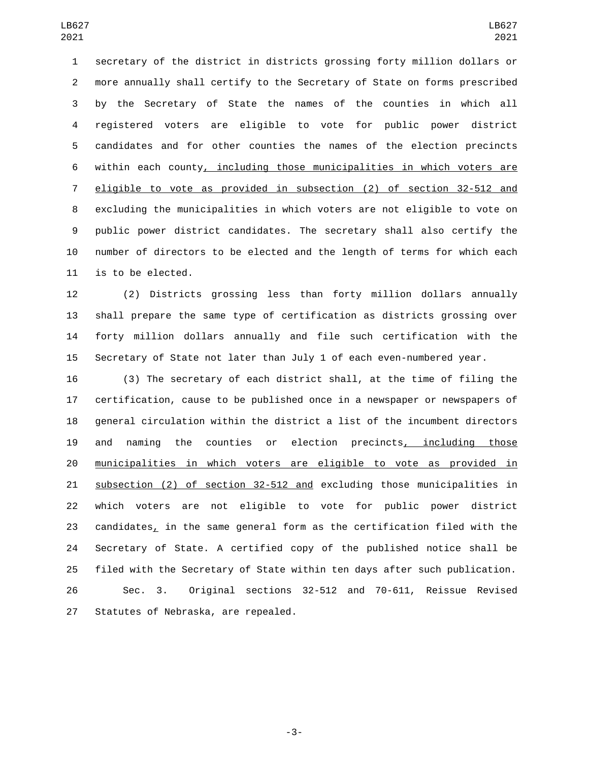secretary of the district in districts grossing forty million dollars or more annually shall certify to the Secretary of State on forms prescribed by the Secretary of State the names of the counties in which all registered voters are eligible to vote for public power district candidates and for other counties the names of the election precincts within each county, including those municipalities in which voters are eligible to vote as provided in subsection (2) of section 32-512 and excluding the municipalities in which voters are not eligible to vote on public power district candidates. The secretary shall also certify the number of directors to be elected and the length of terms for which each is to be elected.

(2) Districts grossing less than forty million dollars annually shall prepare the same type of certification as districts grossing over forty million dollars annually and file such certification with the Secretary of State not later than July 1 of each even-numbered year.

(3) The secretary of each district shall, at the time of filing the certification, cause to be published once in a newspaper or newspapers of general circulation within the district a list of the incumbent directors and naming the counties or election precincts, including those municipalities in which voters are eligible to vote as provided in subsection (2) of section 32-512 and excluding those municipalities in which voters are not eligible to vote for public power district candidates, in the same general form as the certification filed with the Secretary of State. A certified copy of the published notice shall be filed with the Secretary of State within ten days after such publication.

Sec. 3. Original sections 32-512 and 70-611, Reissue Revised Statutes of Nebraska, are repealed.